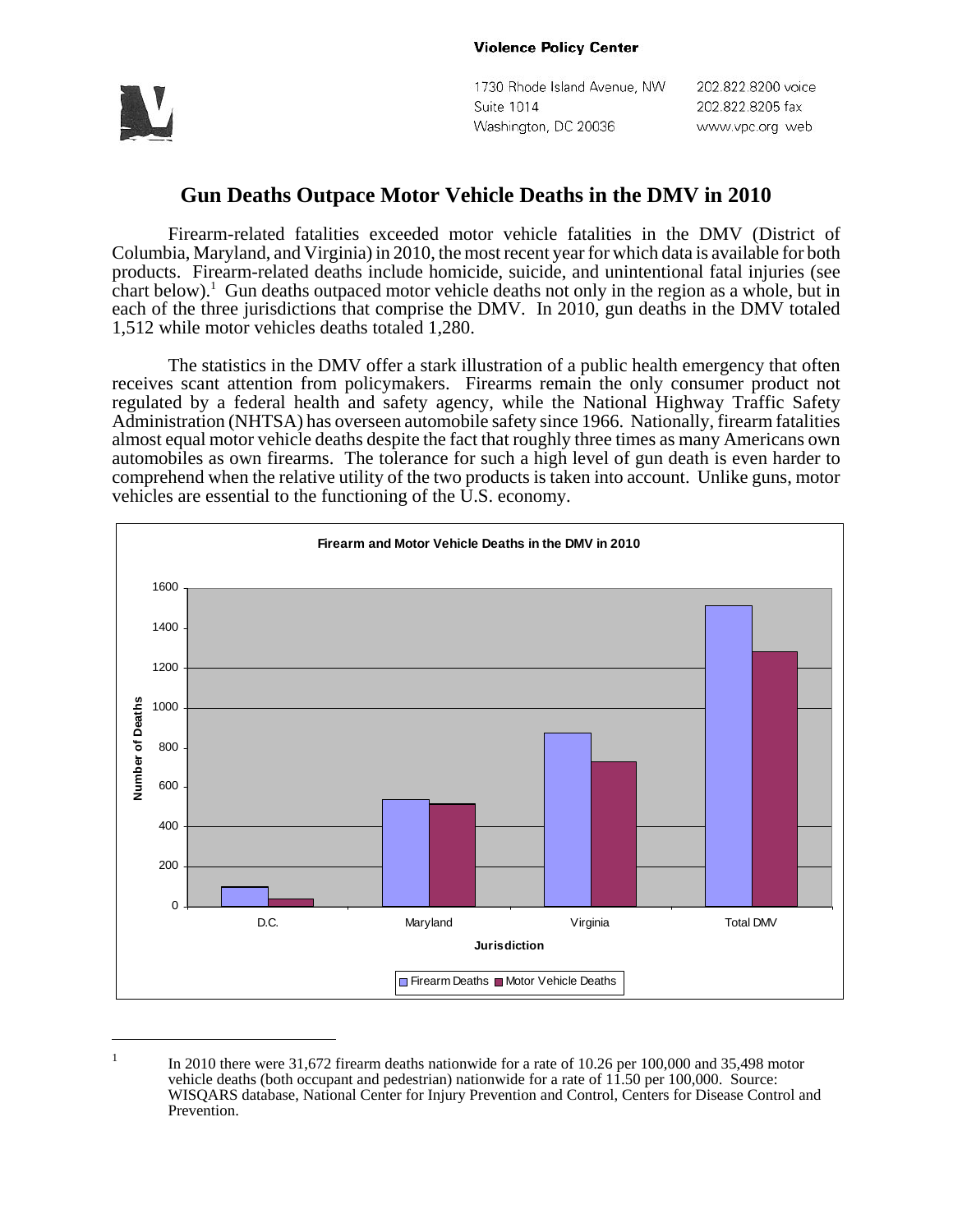**Violence Policy Center**

1730 Rhode Island Avenue, NW
Suite 1014
Washington, DC 20036

202.822.8200 voice
202.822.8205 fax
www.vpc.org web

# Gun Deaths Outpace Motor Vehicle Deaths in the DMV in 2010

Firearm-related fatalities exceeded motor vehicle fatalities in the DMV (District of Columbia, Maryland, and Virginia) in 2010, the most recent year for which data is available for both products. Firearm-related deaths include homicide, suicide, and unintentional fatal injuries (see chart below).[1] Gun deaths outpaced motor vehicle deaths not only in the region as a whole, but in each of the three jurisdictions that comprise the DMV. In 2010, gun deaths in the DMV totaled 1,512 while motor vehicles deaths totaled 1,280.

The statistics in the DMV offer a stark illustration of a public health emergency that often receives scant attention from policymakers. Firearms remain the only consumer product not regulated by a federal health and safety agency, while the National Highway Traffic Safety Administration (NHTSA) has overseen automobile safety since 1966. Nationally, firearm fatalities almost equal motor vehicle deaths despite the fact that roughly three times as many Americans own automobiles as own firearms. The tolerance for such a high level of gun death is even harder to comprehend when the relative utility of the two products is taken into account. Unlike guns, motor vehicles are essential to the functioning of the U.S. economy.

**Firearm and Motor Vehicle Deaths in the DMV in 2010**

[Bar chart: Number of Deaths (y-axis, 0–1600) by Jurisdiction (x-axis: D.C., Maryland, Virginia, Total DMV); legend: Firearm Deaths, Motor Vehicle Deaths]

---

1 In 2010 there were 31,672 firearm deaths nationwide for a rate of 10.26 per 100,000 and 35,498 motor vehicle deaths (both occupant and pedestrian) nationwide for a rate of 11.50 per 100,000. Source: WISQARS database, National Center for Injury Prevention and Control, Centers for Disease Control and Prevention.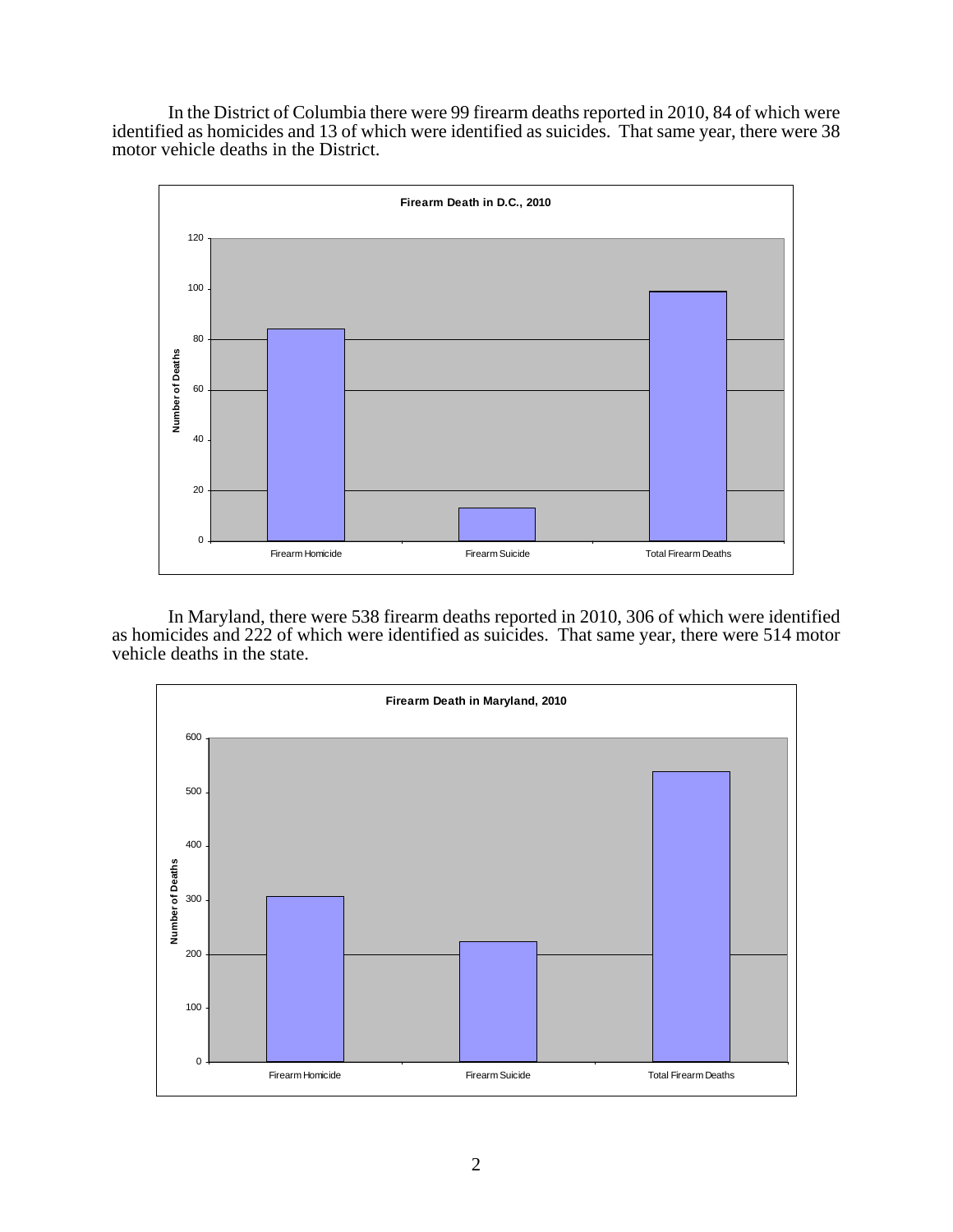In the District of Columbia there were 99 firearm deaths reported in 2010, 84 of which were identified as homicides and 13 of which were identified as suicides. That same year, there were 38 motor vehicle deaths in the District.

**Firearm Death in D.C., 2010**

| | Number of Deaths |
|---|---|
| Firearm Homicide | 84 |
| Firearm Suicide | 13 |
| Total Firearm Deaths | 99 |

In Maryland, there were 538 firearm deaths reported in 2010, 306 of which were identified as homicides and 222 of which were identified as suicides. That same year, there were 514 motor vehicle deaths in the state.

**Firearm Death in Maryland, 2010**

| | Number of Deaths |
|---|---|
| Firearm Homicide | 306 |
| Firearm Suicide | 222 |
| Total Firearm Deaths | 538 |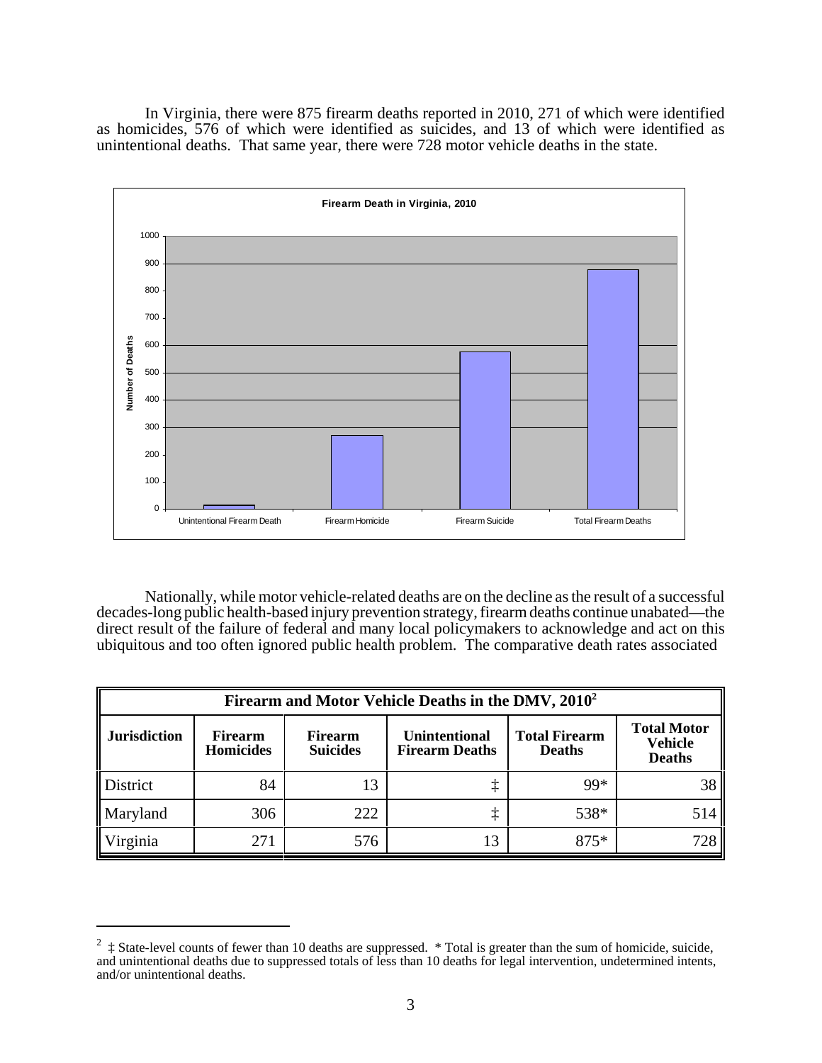In Virginia, there were 875 firearm deaths reported in 2010, 271 of which were identified as homicides, 576 of which were identified as suicides, and 13 of which were identified as unintentional deaths. That same year, there were 728 motor vehicle deaths in the state.

Nationally, while motor vehicle-related deaths are on the decline as the result of a successful decades-long public health-based injury prevention strategy, firearm deaths continue unabated—the direct result of the failure of federal and many local policymakers to acknowledge and act on this ubiquitous and too often ignored public health problem. The comparative death rates associated

| Firearm and Motor Vehicle Deaths in the DMV, 2010[2] | | | | | |
|---|---|---|---|---|---|
| **Jurisdiction** | **Firearm Homicides** | **Firearm Suicides** | **Unintentional Firearm Deaths** | **Total Firearm Deaths** | **Total Motor Vehicle Deaths** |
| District | 84 | 13 | ‡ | 99* | 38 |
| Maryland | 306 | 222 | ‡ | 538* | 514 |
| Virginia | 271 | 576 | 13 | 875* | 728 |

[2] ‡ State-level counts of fewer than 10 deaths are suppressed. * Total is greater than the sum of homicide, suicide, and unintentional deaths due to suppressed totals of less than 10 deaths for legal intervention, undetermined intents, and/or unintentional deaths.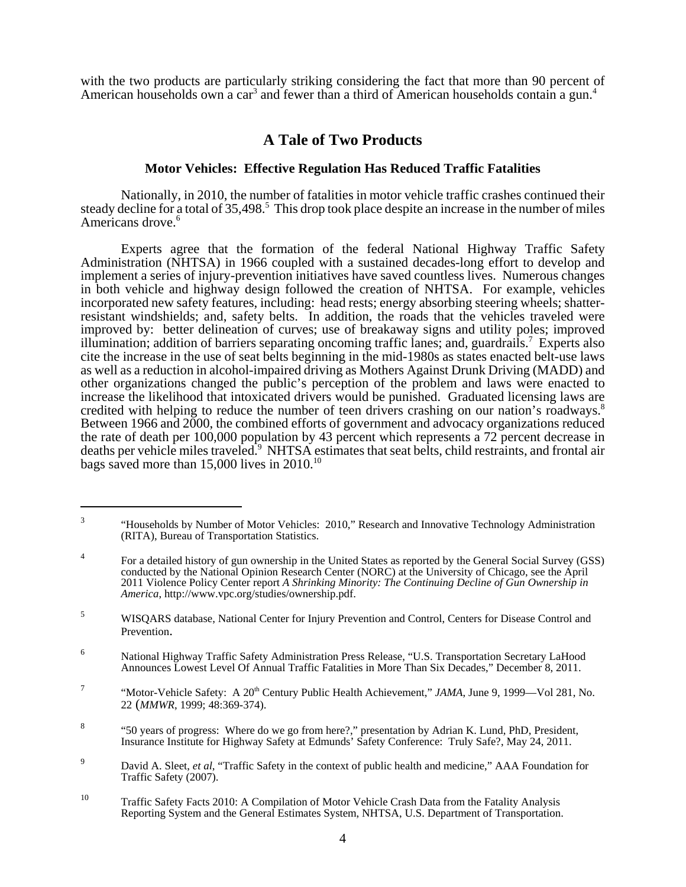with the two products are particularly striking considering the fact that more than 90 percent of American households own a car[3] and fewer than a third of American households contain a gun.[4]

## A Tale of Two Products

### Motor Vehicles: Effective Regulation Has Reduced Traffic Fatalities

Nationally, in 2010, the number of fatalities in motor vehicle traffic crashes continued their steady decline for a total of 35,498.[5] This drop took place despite an increase in the number of miles Americans drove.[6]

Experts agree that the formation of the federal National Highway Traffic Safety Administration (NHTSA) in 1966 coupled with a sustained decades-long effort to develop and implement a series of injury-prevention initiatives have saved countless lives. Numerous changes in both vehicle and highway design followed the creation of NHTSA. For example, vehicles incorporated new safety features, including: head rests; energy absorbing steering wheels; shatter-resistant windshields; and, safety belts. In addition, the roads that the vehicles traveled were improved by: better delineation of curves; use of breakaway signs and utility poles; improved illumination; addition of barriers separating oncoming traffic lanes; and, guardrails.[7] Experts also cite the increase in the use of seat belts beginning in the mid-1980s as states enacted belt-use laws as well as a reduction in alcohol-impaired driving as Mothers Against Drunk Driving (MADD) and other organizations changed the public's perception of the problem and laws were enacted to increase the likelihood that intoxicated drivers would be punished. Graduated licensing laws are credited with helping to reduce the number of teen drivers crashing on our nation's roadways.[8] Between 1966 and 2000, the combined efforts of government and advocacy organizations reduced the rate of death per 100,000 population by 43 percent which represents a 72 percent decrease in deaths per vehicle miles traveled.[9] NHTSA estimates that seat belts, child restraints, and frontal air bags saved more than 15,000 lives in 2010.[10]

---

[3] "Households by Number of Motor Vehicles: 2010," Research and Innovative Technology Administration (RITA), Bureau of Transportation Statistics.

[4] For a detailed history of gun ownership in the United States as reported by the General Social Survey (GSS) conducted by the National Opinion Research Center (NORC) at the University of Chicago, see the April 2011 Violence Policy Center report *A Shrinking Minority: The Continuing Decline of Gun Ownership in America*, http://www.vpc.org/studies/ownership.pdf.

[5] WISQARS database, National Center for Injury Prevention and Control, Centers for Disease Control and Prevention.

[6] National Highway Traffic Safety Administration Press Release, "U.S. Transportation Secretary LaHood Announces Lowest Level Of Annual Traffic Fatalities in More Than Six Decades," December 8, 2011.

[7] "Motor-Vehicle Safety: A 20th Century Public Health Achievement," *JAMA*, June 9, 1999—Vol 281, No. 22 (*MMWR*, 1999; 48:369-374).

[8] "50 years of progress: Where do we go from here?," presentation by Adrian K. Lund, PhD, President, Insurance Institute for Highway Safety at Edmunds' Safety Conference: Truly Safe?, May 24, 2011.

[9] David A. Sleet, *et al*, "Traffic Safety in the context of public health and medicine," AAA Foundation for Traffic Safety (2007).

[10] Traffic Safety Facts 2010: A Compilation of Motor Vehicle Crash Data from the Fatality Analysis Reporting System and the General Estimates System, NHTSA, U.S. Department of Transportation.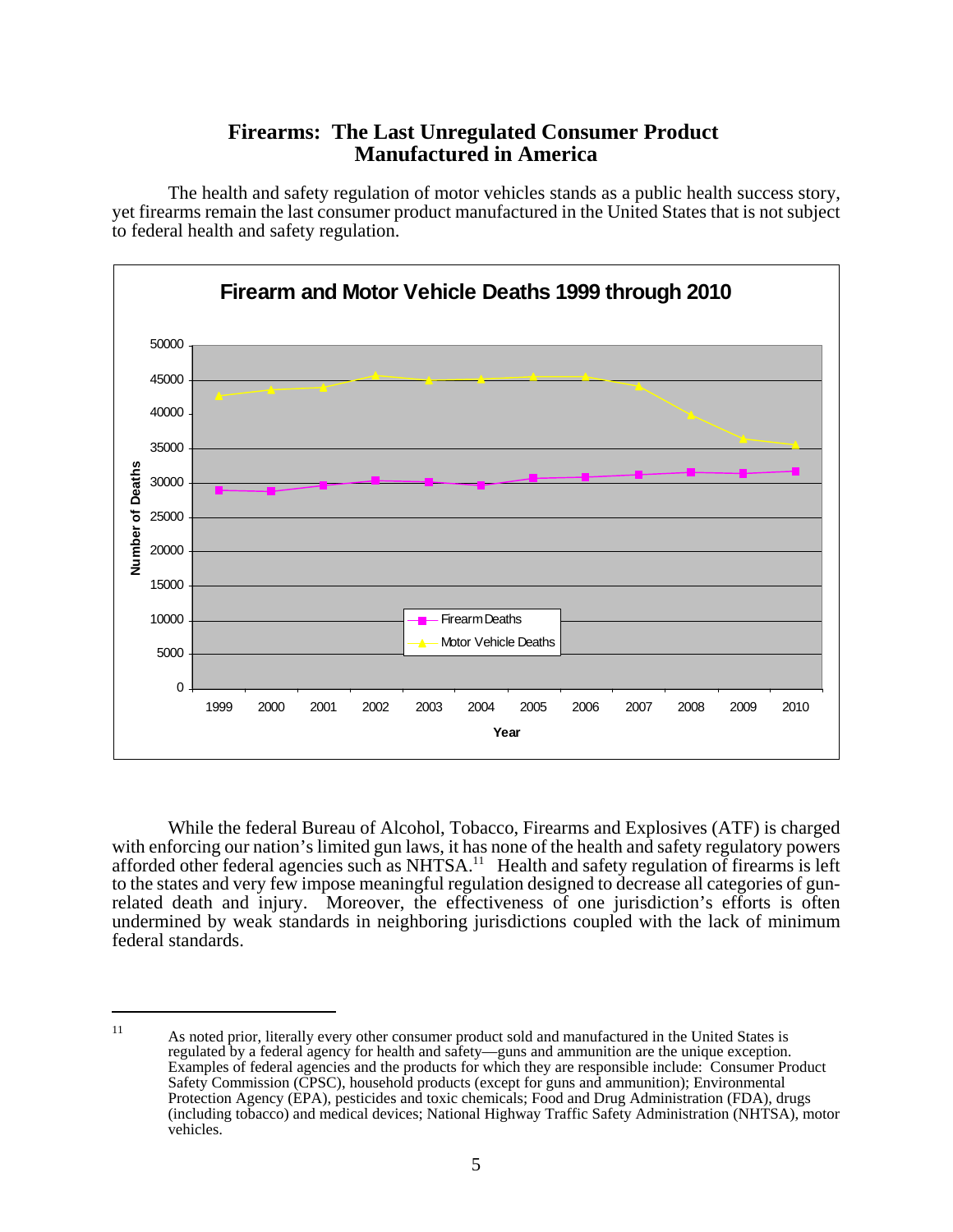## Firearms: The Last Unregulated Consumer Product Manufactured in America

The health and safety regulation of motor vehicles stands as a public health success story, yet firearms remain the last consumer product manufactured in the United States that is not subject to federal health and safety regulation.

**Firearm and Motor Vehicle Deaths 1999 through 2010**

While the federal Bureau of Alcohol, Tobacco, Firearms and Explosives (ATF) is charged with enforcing our nation's limited gun laws, it has none of the health and safety regulatory powers afforded other federal agencies such as NHTSA.[11] Health and safety regulation of firearms is left to the states and very few impose meaningful regulation designed to decrease all categories of gun-related death and injury. Moreover, the effectiveness of one jurisdiction's efforts is often undermined by weak standards in neighboring jurisdictions coupled with the lack of minimum federal standards.

---

[11] As noted prior, literally every other consumer product sold and manufactured in the United States is regulated by a federal agency for health and safety—guns and ammunition are the unique exception. Examples of federal agencies and the products for which they are responsible include: Consumer Product Safety Commission (CPSC), household products (except for guns and ammunition); Environmental Protection Agency (EPA), pesticides and toxic chemicals; Food and Drug Administration (FDA), drugs (including tobacco) and medical devices; National Highway Traffic Safety Administration (NHTSA), motor vehicles.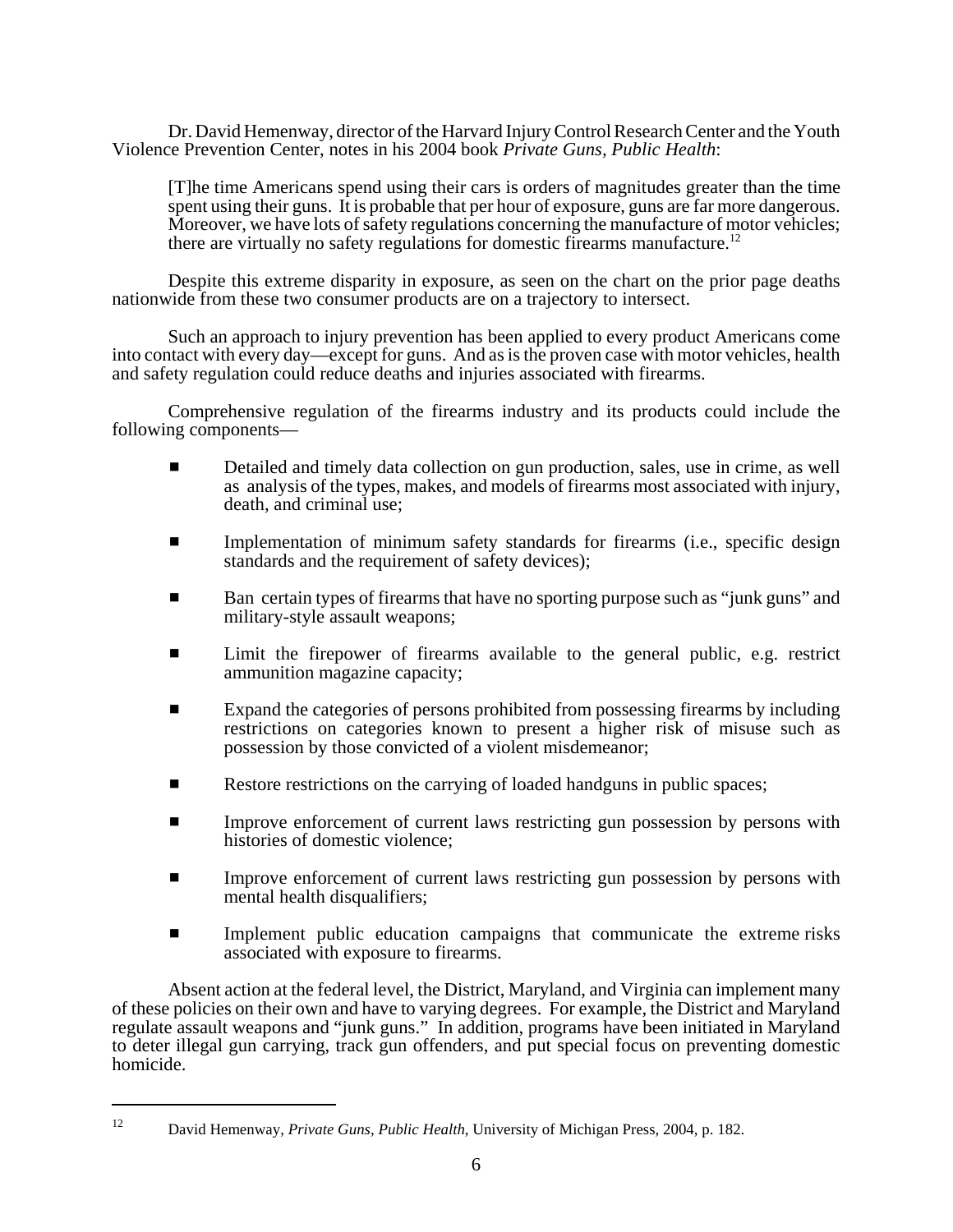Dr. David Hemenway, director of the Harvard Injury Control Research Center and the Youth Violence Prevention Center, notes in his 2004 book *Private Guns, Public Health*:

> [T]he time Americans spend using their cars is orders of magnitudes greater than the time spent using their guns. It is probable that per hour of exposure, guns are far more dangerous. Moreover, we have lots of safety regulations concerning the manufacture of motor vehicles; there are virtually no safety regulations for domestic firearms manufacture.[12]

Despite this extreme disparity in exposure, as seen on the chart on the prior page deaths nationwide from these two consumer products are on a trajectory to intersect.

Such an approach to injury prevention has been applied to every product Americans come into contact with every day—except for guns. And as is the proven case with motor vehicles, health and safety regulation could reduce deaths and injuries associated with firearms.

Comprehensive regulation of the firearms industry and its products could include the following components—

- Detailed and timely data collection on gun production, sales, use in crime, as well as analysis of the types, makes, and models of firearms most associated with injury, death, and criminal use;
- Implementation of minimum safety standards for firearms (i.e., specific design standards and the requirement of safety devices);
- Ban certain types of firearms that have no sporting purpose such as "junk guns" and military-style assault weapons;
- Limit the firepower of firearms available to the general public, e.g. restrict ammunition magazine capacity;
- Expand the categories of persons prohibited from possessing firearms by including restrictions on categories known to present a higher risk of misuse such as possession by those convicted of a violent misdemeanor;
- Restore restrictions on the carrying of loaded handguns in public spaces;
- Improve enforcement of current laws restricting gun possession by persons with histories of domestic violence;
- Improve enforcement of current laws restricting gun possession by persons with mental health disqualifiers;
- Implement public education campaigns that communicate the extreme risks associated with exposure to firearms.

Absent action at the federal level, the District, Maryland, and Virginia can implement many of these policies on their own and have to varying degrees. For example, the District and Maryland regulate assault weapons and "junk guns." In addition, programs have been initiated in Maryland to deter illegal gun carrying, track gun offenders, and put special focus on preventing domestic homicide.

---

[12] David Hemenway, *Private Guns, Public Health*, University of Michigan Press, 2004, p. 182.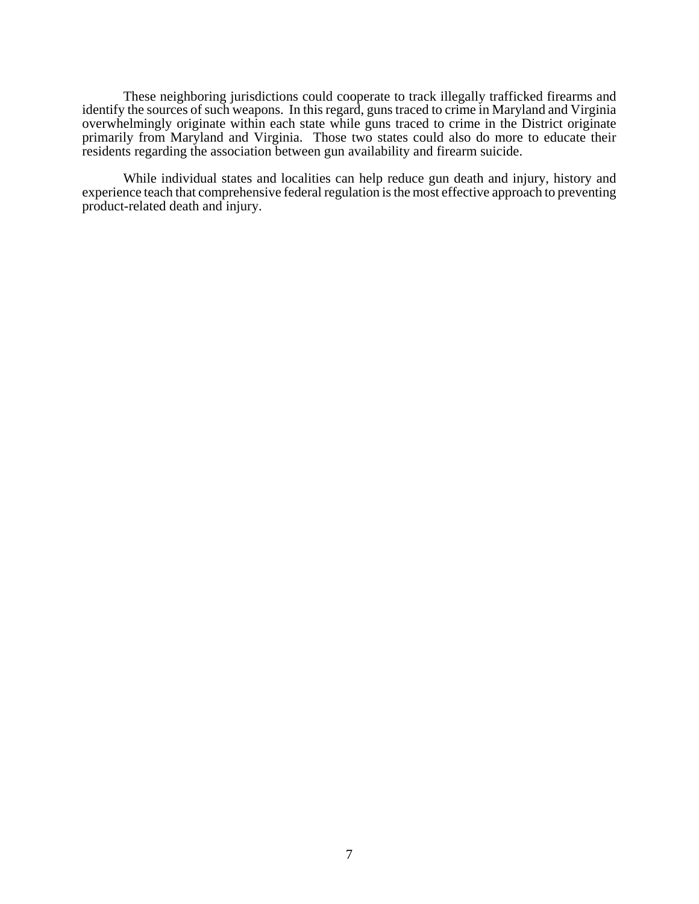These neighboring jurisdictions could cooperate to track illegally trafficked firearms and identify the sources of such weapons. In this regard, guns traced to crime in Maryland and Virginia overwhelmingly originate within each state while guns traced to crime in the District originate primarily from Maryland and Virginia. Those two states could also do more to educate their residents regarding the association between gun availability and firearm suicide.

While individual states and localities can help reduce gun death and injury, history and experience teach that comprehensive federal regulation is the most effective approach to preventing product-related death and injury.